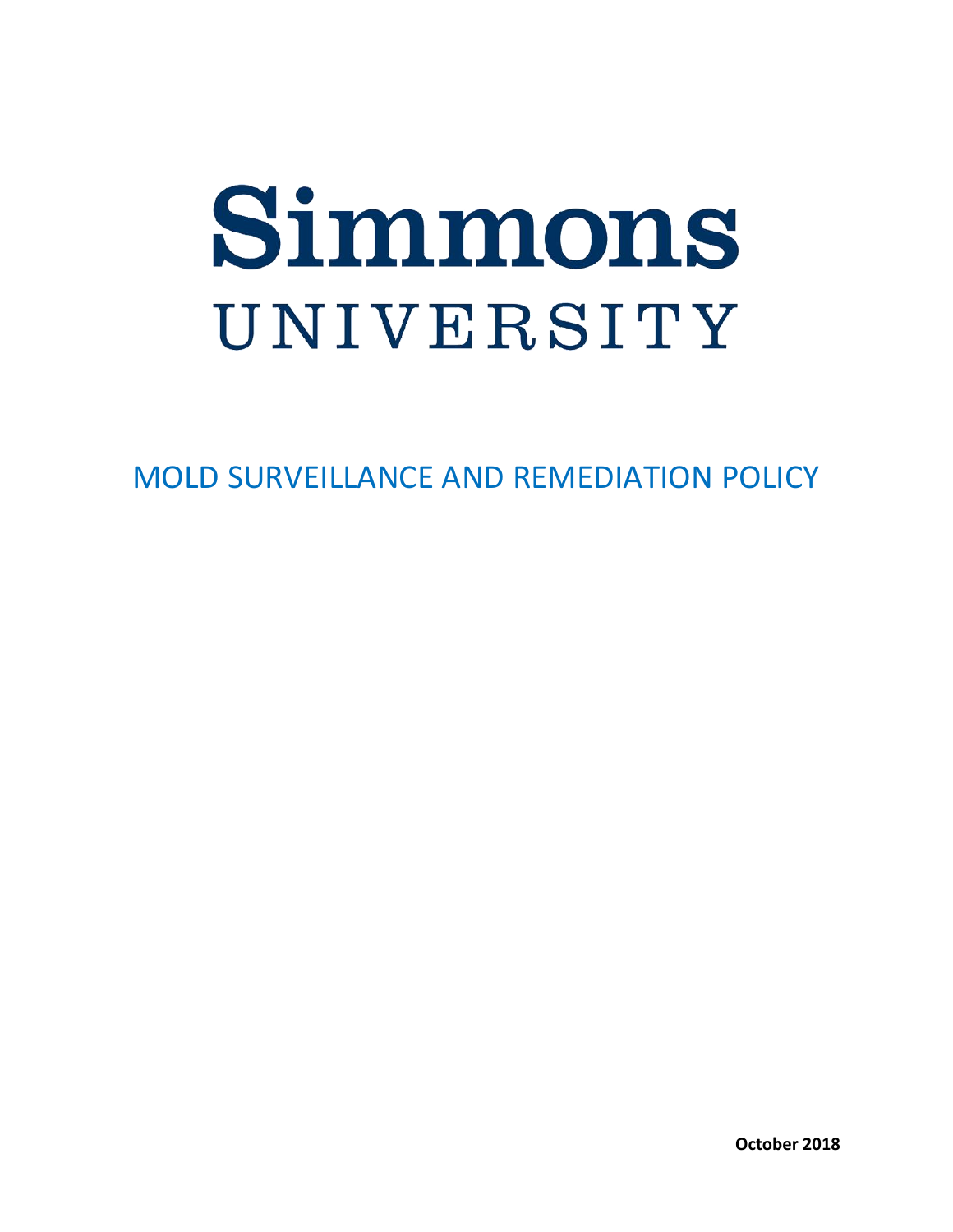# Simmons UNIVERSITY

## MOLD SURVEILLANCE AND REMEDIATION POLICY

**October 2018**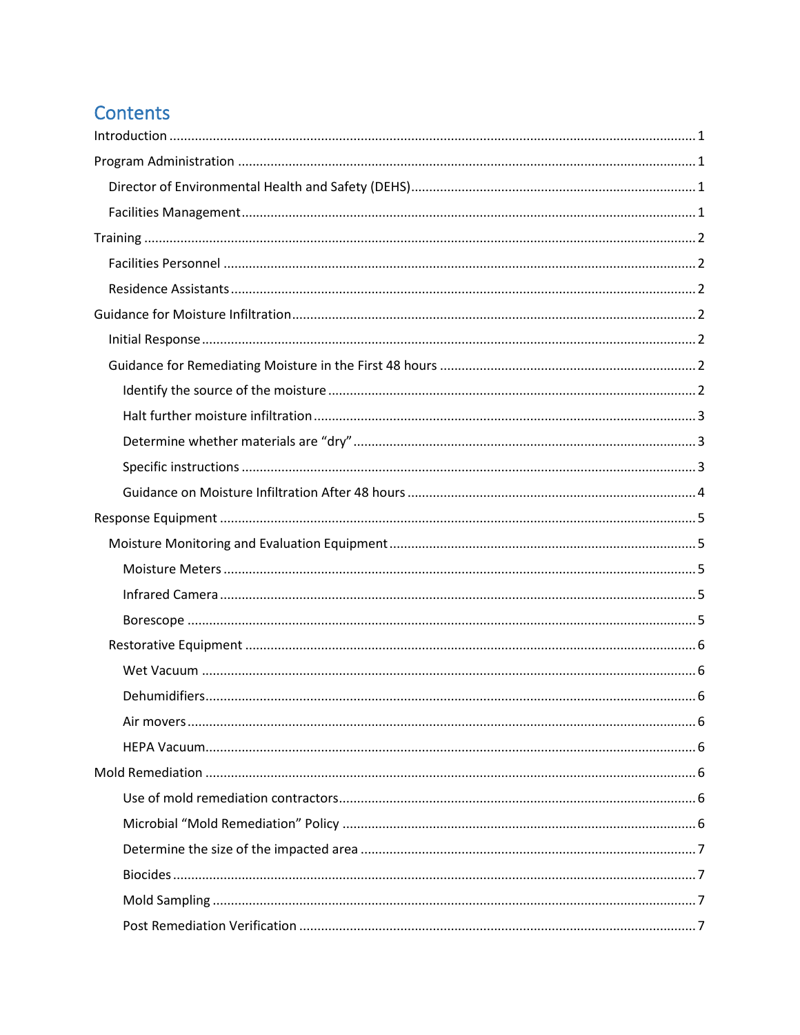# Contents

Introduction ........ 1

Program Administration ........ 1

- Director of Environmental Health and Safety (DEHS) ........ 1
- Facilities Management ........ 1

Training ........ 2

- Facilities Personnel ........ 2
- Residence Assistants ........ 2

Guidance for Moisture Infiltration ........ 2

- Initial Response ........ 2
- Guidance for Remediating Moisture in the First 48 hours ........ 2
  - Identify the source of the moisture ........ 2
  - Halt further moisture infiltration ........ 3
  - Determine whether materials are "dry" ........ 3
  - Specific instructions ........ 3
  - Guidance on Moisture Infiltration After 48 hours ........ 4

Response Equipment ........ 5

- Moisture Monitoring and Evaluation Equipment ........ 5
  - Moisture Meters ........ 5
  - Infrared Camera ........ 5
  - Borescope ........ 5
- Restorative Equipment ........ 6
  - Wet Vacuum ........ 6
  - Dehumidifiers ........ 6
  - Air movers ........ 6
  - HEPA Vacuum ........ 6

Mold Remediation ........ 6

- Use of mold remediation contractors ........ 6
- Microbial "Mold Remediation" Policy ........ 6
- Determine the size of the impacted area ........ 7
- Biocides ........ 7
- Mold Sampling ........ 7
- Post Remediation Verification ........ 7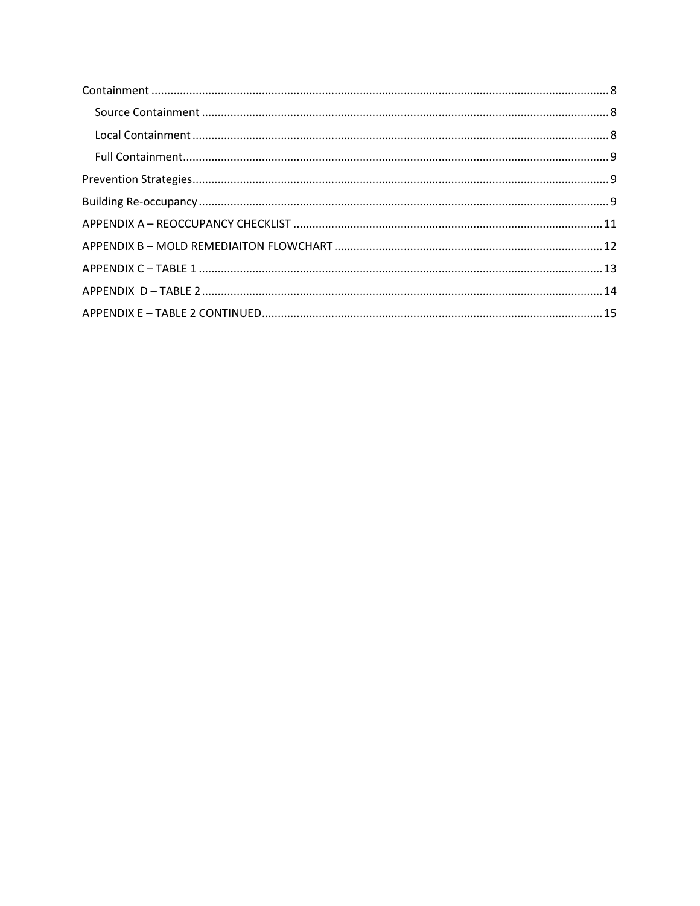Containment ........................................................................................................................................ 8

  Source Containment ........................................................................................................................ 8

  Local Containment .......................................................................................................................... 8

  Full Containment.............................................................................................................................. 9

Prevention Strategies.......................................................................................................................... 9

Building Re-occupancy ........................................................................................................................ 9

APPENDIX A – REOCCUPANCY CHECKLIST ........................................................................................ 11

APPENDIX B – MOLD REMEDIAITON FLOWCHART ........................................................................... 12

APPENDIX C – TABLE 1 ...................................................................................................................... 13

APPENDIX  D – TABLE 2 ..................................................................................................................... 14

APPENDIX E – TABLE 2 CONTINUED.................................................................................................. 15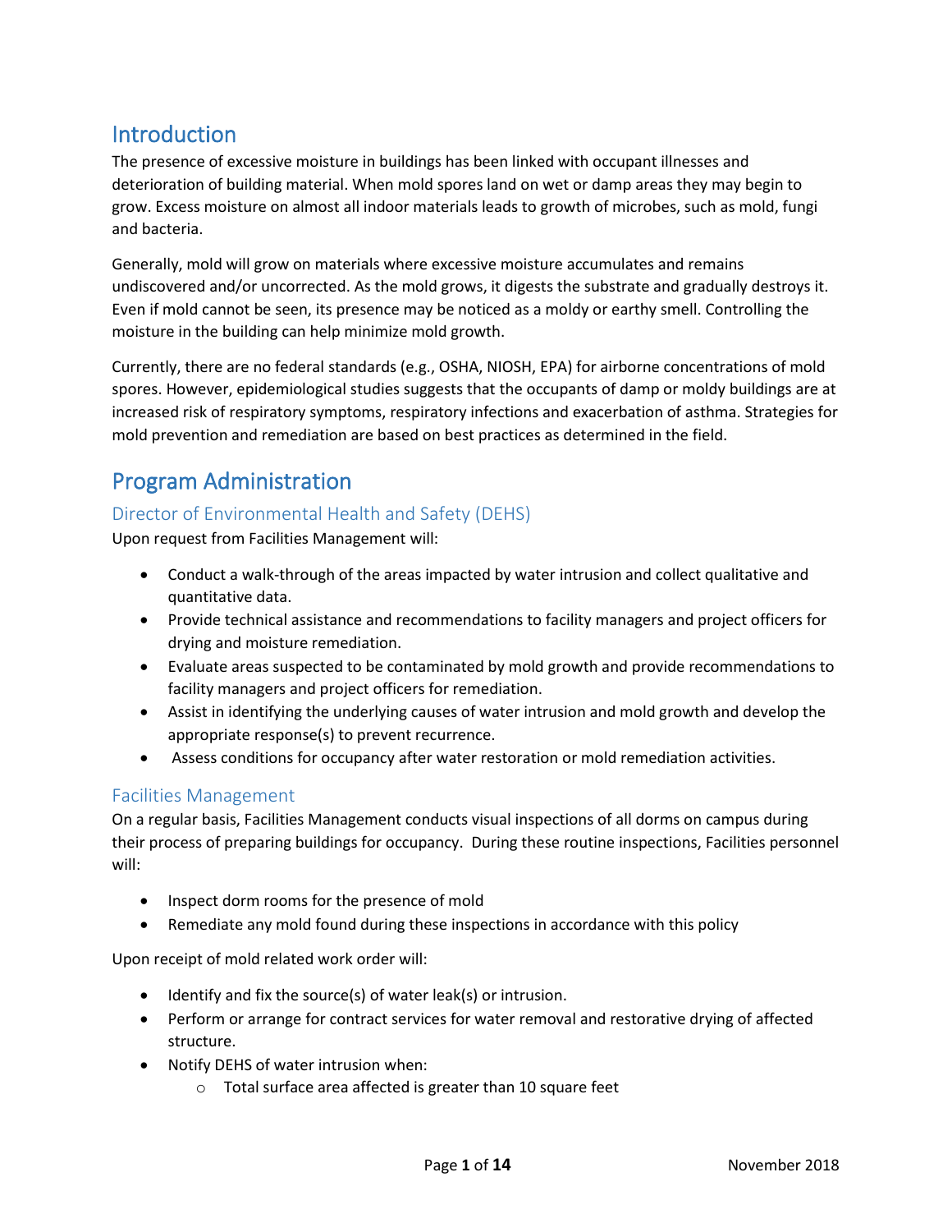## Introduction

The presence of excessive moisture in buildings has been linked with occupant illnesses and deterioration of building material. When mold spores land on wet or damp areas they may begin to grow. Excess moisture on almost all indoor materials leads to growth of microbes, such as mold, fungi and bacteria.

Generally, mold will grow on materials where excessive moisture accumulates and remains undiscovered and/or uncorrected. As the mold grows, it digests the substrate and gradually destroys it. Even if mold cannot be seen, its presence may be noticed as a moldy or earthy smell. Controlling the moisture in the building can help minimize mold growth.

Currently, there are no federal standards (e.g., OSHA, NIOSH, EPA) for airborne concentrations of mold spores. However, epidemiological studies suggests that the occupants of damp or moldy buildings are at increased risk of respiratory symptoms, respiratory infections and exacerbation of asthma. Strategies for mold prevention and remediation are based on best practices as determined in the field.

## Program Administration

### Director of Environmental Health and Safety (DEHS)

Upon request from Facilities Management will:

- Conduct a walk-through of the areas impacted by water intrusion and collect qualitative and quantitative data.
- Provide technical assistance and recommendations to facility managers and project officers for drying and moisture remediation.
- Evaluate areas suspected to be contaminated by mold growth and provide recommendations to facility managers and project officers for remediation.
- Assist in identifying the underlying causes of water intrusion and mold growth and develop the appropriate response(s) to prevent recurrence.
- Assess conditions for occupancy after water restoration or mold remediation activities.

### Facilities Management

On a regular basis, Facilities Management conducts visual inspections of all dorms on campus during their process of preparing buildings for occupancy. During these routine inspections, Facilities personnel will:

- Inspect dorm rooms for the presence of mold
- Remediate any mold found during these inspections in accordance with this policy

Upon receipt of mold related work order will:

- Identify and fix the source(s) of water leak(s) or intrusion.
- Perform or arrange for contract services for water removal and restorative drying of affected structure.
- Notify DEHS of water intrusion when:
  - Total surface area affected is greater than 10 square feet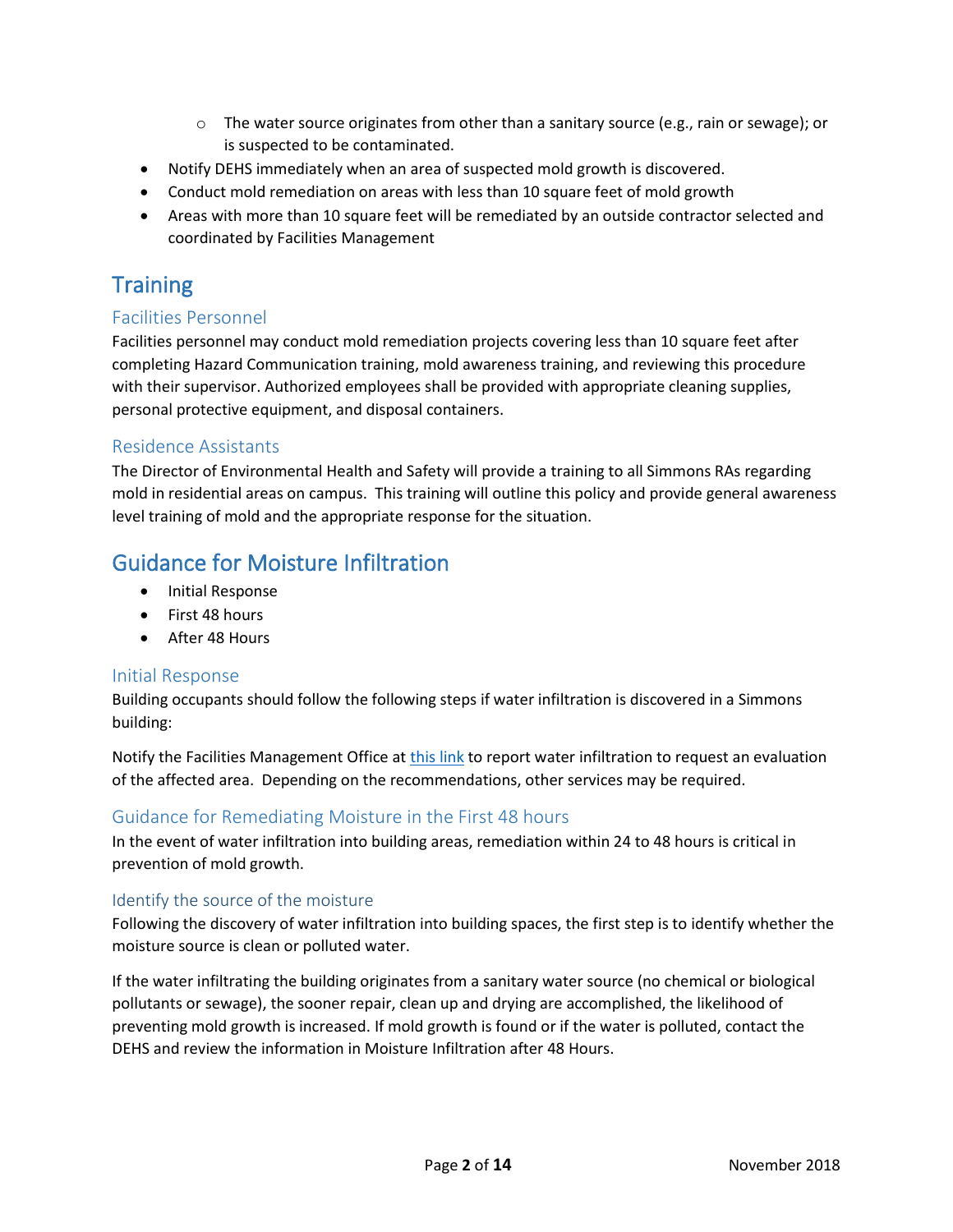- The water source originates from other than a sanitary source (e.g., rain or sewage); or is suspected to be contaminated.
- Notify DEHS immediately when an area of suspected mold growth is discovered.
- Conduct mold remediation on areas with less than 10 square feet of mold growth
- Areas with more than 10 square feet will be remediated by an outside contractor selected and coordinated by Facilities Management

# Training

## Facilities Personnel

Facilities personnel may conduct mold remediation projects covering less than 10 square feet after completing Hazard Communication training, mold awareness training, and reviewing this procedure with their supervisor. Authorized employees shall be provided with appropriate cleaning supplies, personal protective equipment, and disposal containers.

## Residence Assistants

The Director of Environmental Health and Safety will provide a training to all Simmons RAs regarding mold in residential areas on campus. This training will outline this policy and provide general awareness level training of mold and the appropriate response for the situation.

# Guidance for Moisture Infiltration

- Initial Response
- First 48 hours
- After 48 Hours

## Initial Response

Building occupants should follow the following steps if water infiltration is discovered in a Simmons building:

Notify the Facilities Management Office at this link to report water infiltration to request an evaluation of the affected area. Depending on the recommendations, other services may be required.

## Guidance for Remediating Moisture in the First 48 hours

In the event of water infiltration into building areas, remediation within 24 to 48 hours is critical in prevention of mold growth.

## Identify the source of the moisture

Following the discovery of water infiltration into building spaces, the first step is to identify whether the moisture source is clean or polluted water.

If the water infiltrating the building originates from a sanitary water source (no chemical or biological pollutants or sewage), the sooner repair, clean up and drying are accomplished, the likelihood of preventing mold growth is increased. If mold growth is found or if the water is polluted, contact the DEHS and review the information in Moisture Infiltration after 48 Hours.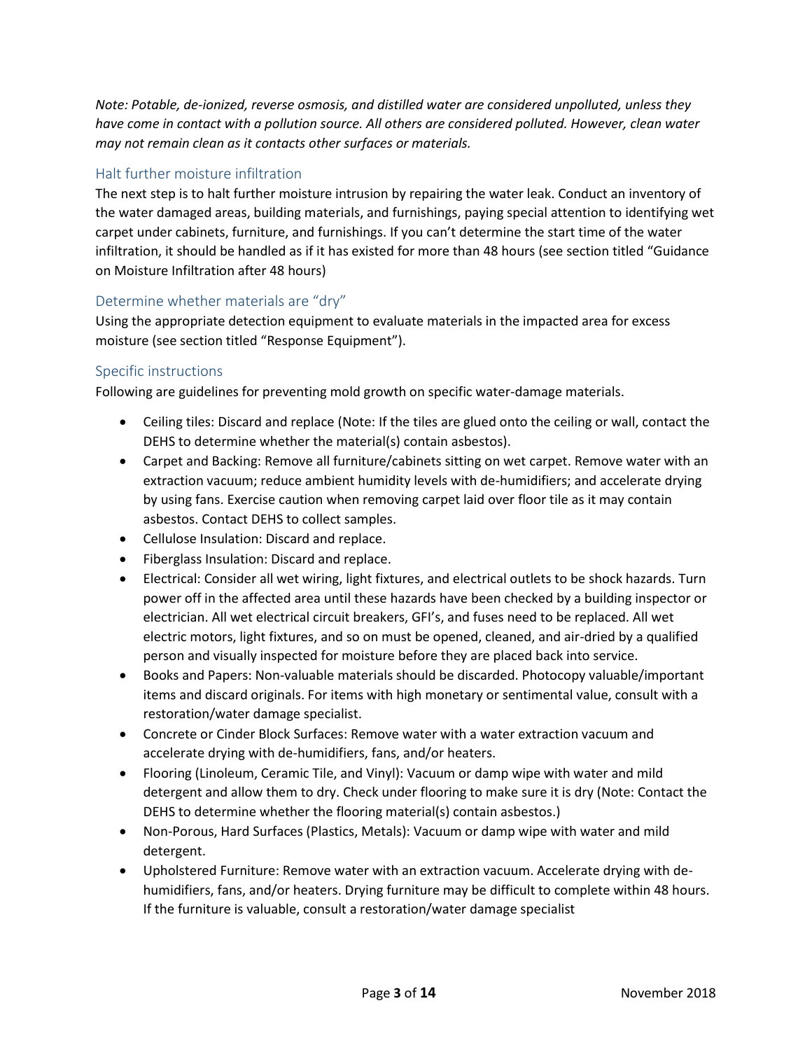*Note: Potable, de-ionized, reverse osmosis, and distilled water are considered unpolluted, unless they have come in contact with a pollution source. All others are considered polluted. However, clean water may not remain clean as it contacts other surfaces or materials.*

### Halt further moisture infiltration

The next step is to halt further moisture intrusion by repairing the water leak. Conduct an inventory of the water damaged areas, building materials, and furnishings, paying special attention to identifying wet carpet under cabinets, furniture, and furnishings. If you can't determine the start time of the water infiltration, it should be handled as if it has existed for more than 48 hours (see section titled "Guidance on Moisture Infiltration after 48 hours)

### Determine whether materials are "dry"

Using the appropriate detection equipment to evaluate materials in the impacted area for excess moisture (see section titled "Response Equipment").

### Specific instructions

Following are guidelines for preventing mold growth on specific water-damage materials.

- Ceiling tiles: Discard and replace (Note: If the tiles are glued onto the ceiling or wall, contact the DEHS to determine whether the material(s) contain asbestos).
- Carpet and Backing: Remove all furniture/cabinets sitting on wet carpet. Remove water with an extraction vacuum; reduce ambient humidity levels with de-humidifiers; and accelerate drying by using fans. Exercise caution when removing carpet laid over floor tile as it may contain asbestos. Contact DEHS to collect samples.
- Cellulose Insulation: Discard and replace.
- Fiberglass Insulation: Discard and replace.
- Electrical: Consider all wet wiring, light fixtures, and electrical outlets to be shock hazards. Turn power off in the affected area until these hazards have been checked by a building inspector or electrician. All wet electrical circuit breakers, GFI's, and fuses need to be replaced. All wet electric motors, light fixtures, and so on must be opened, cleaned, and air-dried by a qualified person and visually inspected for moisture before they are placed back into service.
- Books and Papers: Non-valuable materials should be discarded. Photocopy valuable/important items and discard originals. For items with high monetary or sentimental value, consult with a restoration/water damage specialist.
- Concrete or Cinder Block Surfaces: Remove water with a water extraction vacuum and accelerate drying with de-humidifiers, fans, and/or heaters.
- Flooring (Linoleum, Ceramic Tile, and Vinyl): Vacuum or damp wipe with water and mild detergent and allow them to dry. Check under flooring to make sure it is dry (Note: Contact the DEHS to determine whether the flooring material(s) contain asbestos.)
- Non-Porous, Hard Surfaces (Plastics, Metals): Vacuum or damp wipe with water and mild detergent.
- Upholstered Furniture: Remove water with an extraction vacuum. Accelerate drying with de-humidifiers, fans, and/or heaters. Drying furniture may be difficult to complete within 48 hours. If the furniture is valuable, consult a restoration/water damage specialist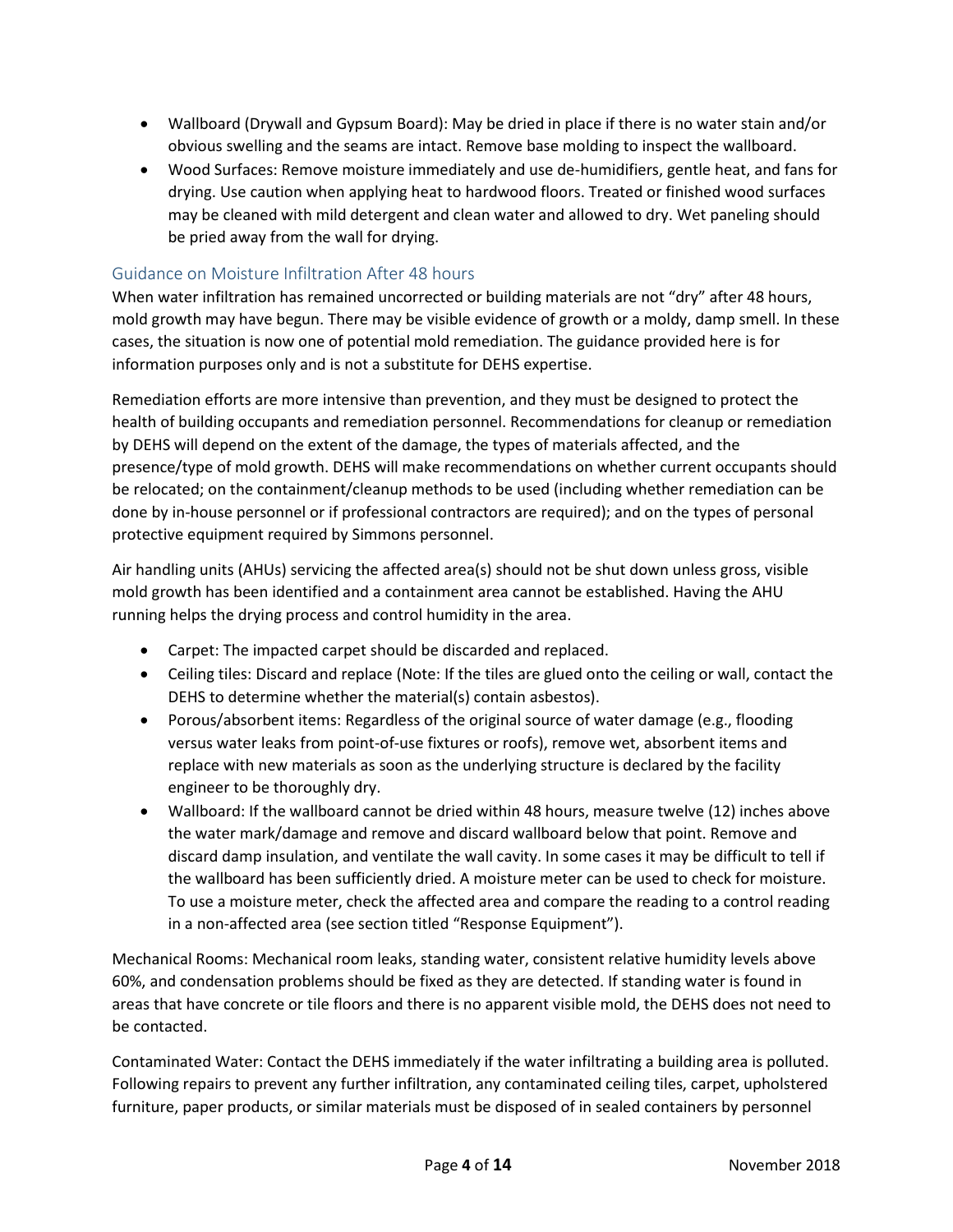- Wallboard (Drywall and Gypsum Board): May be dried in place if there is no water stain and/or obvious swelling and the seams are intact. Remove base molding to inspect the wallboard.
- Wood Surfaces: Remove moisture immediately and use de-humidifiers, gentle heat, and fans for drying. Use caution when applying heat to hardwood floors. Treated or finished wood surfaces may be cleaned with mild detergent and clean water and allowed to dry. Wet paneling should be pried away from the wall for drying.

## Guidance on Moisture Infiltration After 48 hours

When water infiltration has remained uncorrected or building materials are not "dry" after 48 hours, mold growth may have begun. There may be visible evidence of growth or a moldy, damp smell. In these cases, the situation is now one of potential mold remediation. The guidance provided here is for information purposes only and is not a substitute for DEHS expertise.

Remediation efforts are more intensive than prevention, and they must be designed to protect the health of building occupants and remediation personnel. Recommendations for cleanup or remediation by DEHS will depend on the extent of the damage, the types of materials affected, and the presence/type of mold growth. DEHS will make recommendations on whether current occupants should be relocated; on the containment/cleanup methods to be used (including whether remediation can be done by in-house personnel or if professional contractors are required); and on the types of personal protective equipment required by Simmons personnel.

Air handling units (AHUs) servicing the affected area(s) should not be shut down unless gross, visible mold growth has been identified and a containment area cannot be established. Having the AHU running helps the drying process and control humidity in the area.

- Carpet: The impacted carpet should be discarded and replaced.
- Ceiling tiles: Discard and replace (Note: If the tiles are glued onto the ceiling or wall, contact the DEHS to determine whether the material(s) contain asbestos).
- Porous/absorbent items: Regardless of the original source of water damage (e.g., flooding versus water leaks from point-of-use fixtures or roofs), remove wet, absorbent items and replace with new materials as soon as the underlying structure is declared by the facility engineer to be thoroughly dry.
- Wallboard: If the wallboard cannot be dried within 48 hours, measure twelve (12) inches above the water mark/damage and remove and discard wallboard below that point. Remove and discard damp insulation, and ventilate the wall cavity. In some cases it may be difficult to tell if the wallboard has been sufficiently dried. A moisture meter can be used to check for moisture. To use a moisture meter, check the affected area and compare the reading to a control reading in a non-affected area (see section titled "Response Equipment").

Mechanical Rooms: Mechanical room leaks, standing water, consistent relative humidity levels above 60%, and condensation problems should be fixed as they are detected. If standing water is found in areas that have concrete or tile floors and there is no apparent visible mold, the DEHS does not need to be contacted.

Contaminated Water: Contact the DEHS immediately if the water infiltrating a building area is polluted. Following repairs to prevent any further infiltration, any contaminated ceiling tiles, carpet, upholstered furniture, paper products, or similar materials must be disposed of in sealed containers by personnel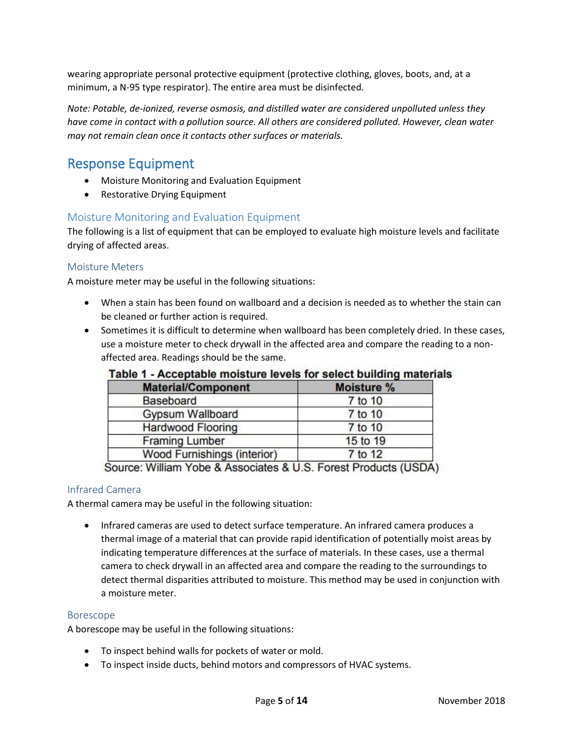wearing appropriate personal protective equipment (protective clothing, gloves, boots, and, at a minimum, a N-95 type respirator). The entire area must be disinfected.

*Note: Potable, de-ionized, reverse osmosis, and distilled water are considered unpolluted unless they have come in contact with a pollution source. All others are considered polluted. However, clean water may not remain clean once it contacts other surfaces or materials.*

## Response Equipment

- Moisture Monitoring and Evaluation Equipment
- Restorative Drying Equipment

### Moisture Monitoring and Evaluation Equipment

The following is a list of equipment that can be employed to evaluate high moisture levels and facilitate drying of affected areas.

#### Moisture Meters

A moisture meter may be useful in the following situations:

- When a stain has been found on wallboard and a decision is needed as to whether the stain can be cleaned or further action is required.
- Sometimes it is difficult to determine when wallboard has been completely dried. In these cases, use a moisture meter to check drywall in the affected area and compare the reading to a non-affected area. Readings should be the same.

**Table 1 - Acceptable moisture levels for select building materials**

| Material/Component | Moisture % |
|---|---|
| Baseboard | 7 to 10 |
| Gypsum Wallboard | 7 to 10 |
| Hardwood Flooring | 7 to 10 |
| Framing Lumber | 15 to 19 |
| Wood Furnishings (interior) | 7 to 12 |

Source: William Yobe & Associates & U.S. Forest Products (USDA)

#### Infrared Camera

A thermal camera may be useful in the following situation:

- Infrared cameras are used to detect surface temperature. An infrared camera produces a thermal image of a material that can provide rapid identification of potentially moist areas by indicating temperature differences at the surface of materials. In these cases, use a thermal camera to check drywall in an affected area and compare the reading to the surroundings to detect thermal disparities attributed to moisture. This method may be used in conjunction with a moisture meter.

#### Borescope

A borescope may be useful in the following situations:

- To inspect behind walls for pockets of water or mold.
- To inspect inside ducts, behind motors and compressors of HVAC systems.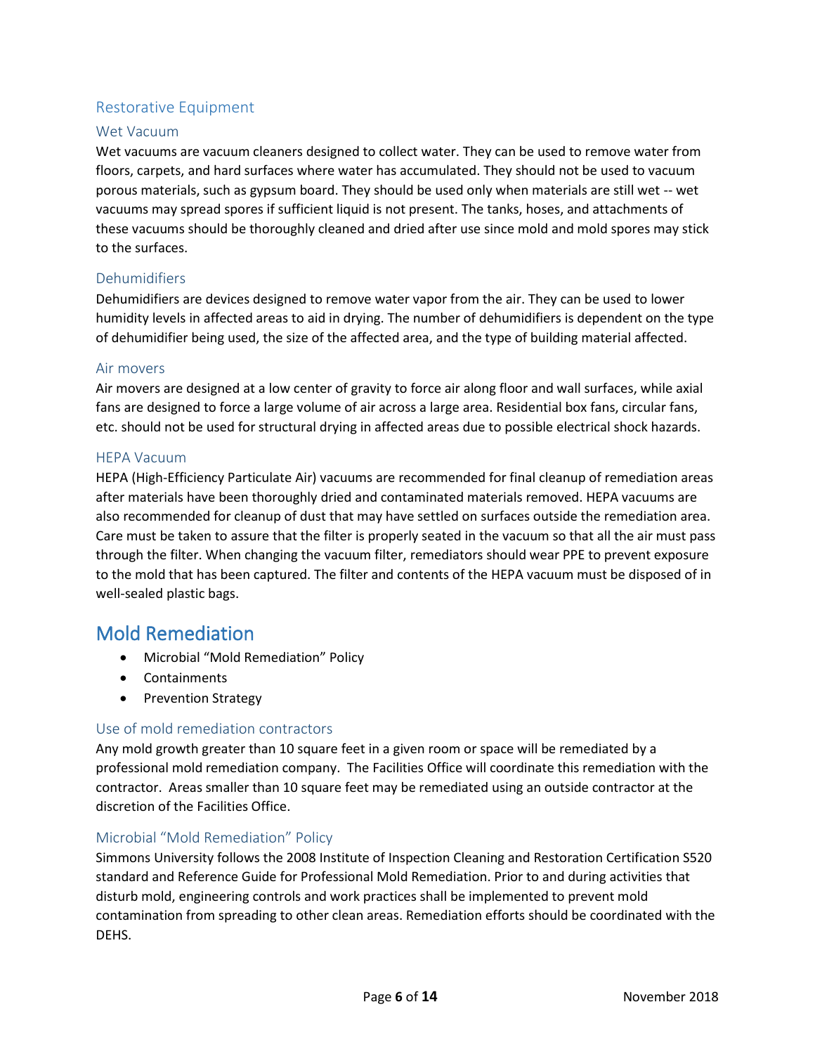## Restorative Equipment

### Wet Vacuum

Wet vacuums are vacuum cleaners designed to collect water. They can be used to remove water from floors, carpets, and hard surfaces where water has accumulated. They should not be used to vacuum porous materials, such as gypsum board. They should be used only when materials are still wet -- wet vacuums may spread spores if sufficient liquid is not present. The tanks, hoses, and attachments of these vacuums should be thoroughly cleaned and dried after use since mold and mold spores may stick to the surfaces.

### Dehumidifiers

Dehumidifiers are devices designed to remove water vapor from the air. They can be used to lower humidity levels in affected areas to aid in drying. The number of dehumidifiers is dependent on the type of dehumidifier being used, the size of the affected area, and the type of building material affected.

### Air movers

Air movers are designed at a low center of gravity to force air along floor and wall surfaces, while axial fans are designed to force a large volume of air across a large area. Residential box fans, circular fans, etc. should not be used for structural drying in affected areas due to possible electrical shock hazards.

### HEPA Vacuum

HEPA (High-Efficiency Particulate Air) vacuums are recommended for final cleanup of remediation areas after materials have been thoroughly dried and contaminated materials removed. HEPA vacuums are also recommended for cleanup of dust that may have settled on surfaces outside the remediation area. Care must be taken to assure that the filter is properly seated in the vacuum so that all the air must pass through the filter. When changing the vacuum filter, remediators should wear PPE to prevent exposure to the mold that has been captured. The filter and contents of the HEPA vacuum must be disposed of in well-sealed plastic bags.

# Mold Remediation

- Microbial “Mold Remediation” Policy
- Containments
- Prevention Strategy

## Use of mold remediation contractors

Any mold growth greater than 10 square feet in a given room or space will be remediated by a professional mold remediation company. The Facilities Office will coordinate this remediation with the contractor. Areas smaller than 10 square feet may be remediated using an outside contractor at the discretion of the Facilities Office.

## Microbial “Mold Remediation” Policy

Simmons University follows the 2008 Institute of Inspection Cleaning and Restoration Certification S520 standard and Reference Guide for Professional Mold Remediation. Prior to and during activities that disturb mold, engineering controls and work practices shall be implemented to prevent mold contamination from spreading to other clean areas. Remediation efforts should be coordinated with the DEHS.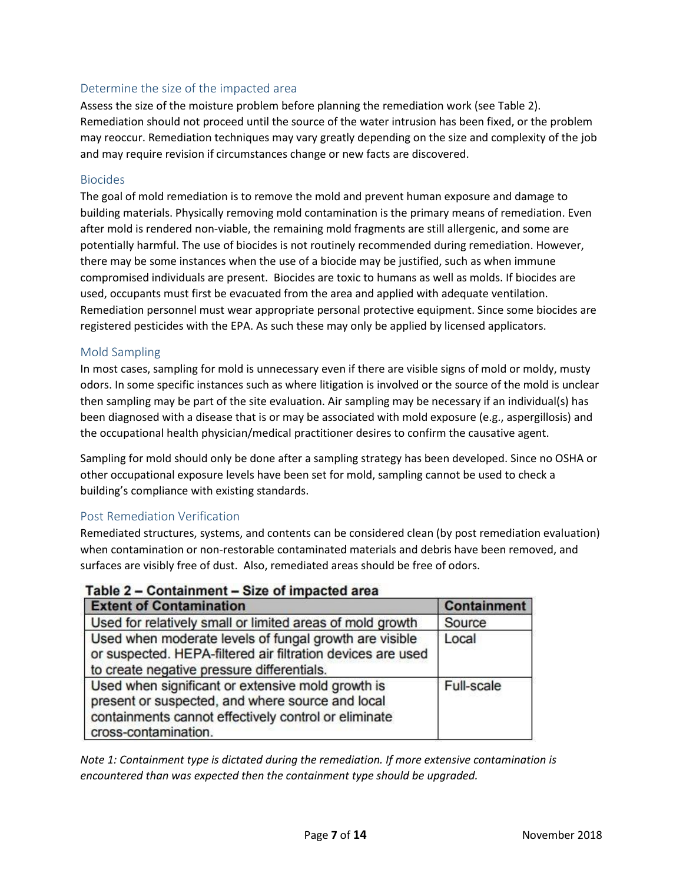## Determine the size of the impacted area

Assess the size of the moisture problem before planning the remediation work (see Table 2). Remediation should not proceed until the source of the water intrusion has been fixed, or the problem may reoccur. Remediation techniques may vary greatly depending on the size and complexity of the job and may require revision if circumstances change or new facts are discovered.

## Biocides

The goal of mold remediation is to remove the mold and prevent human exposure and damage to building materials. Physically removing mold contamination is the primary means of remediation. Even after mold is rendered non-viable, the remaining mold fragments are still allergenic, and some are potentially harmful. The use of biocides is not routinely recommended during remediation. However, there may be some instances when the use of a biocide may be justified, such as when immune compromised individuals are present. Biocides are toxic to humans as well as molds. If biocides are used, occupants must first be evacuated from the area and applied with adequate ventilation. Remediation personnel must wear appropriate personal protective equipment. Since some biocides are registered pesticides with the EPA. As such these may only be applied by licensed applicators.

## Mold Sampling

In most cases, sampling for mold is unnecessary even if there are visible signs of mold or moldy, musty odors. In some specific instances such as where litigation is involved or the source of the mold is unclear then sampling may be part of the site evaluation. Air sampling may be necessary if an individual(s) has been diagnosed with a disease that is or may be associated with mold exposure (e.g., aspergillosis) and the occupational health physician/medical practitioner desires to confirm the causative agent.

Sampling for mold should only be done after a sampling strategy has been developed. Since no OSHA or other occupational exposure levels have been set for mold, sampling cannot be used to check a building's compliance with existing standards.

## Post Remediation Verification

Remediated structures, systems, and contents can be considered clean (by post remediation evaluation) when contamination or non-restorable contaminated materials and debris have been removed, and surfaces are visibly free of dust. Also, remediated areas should be free of odors.

**Table 2 – Containment – Size of impacted area**

| Extent of Contamination | Containment |
|---|---|
| Used for relatively small or limited areas of mold growth | Source |
| Used when moderate levels of fungal growth are visible or suspected. HEPA-filtered air filtration devices are used to create negative pressure differentials. | Local |
| Used when significant or extensive mold growth is present or suspected, and where source and local containments cannot effectively control or eliminate cross-contamination. | Full-scale |

*Note 1: Containment type is dictated during the remediation. If more extensive contamination is encountered than was expected then the containment type should be upgraded.*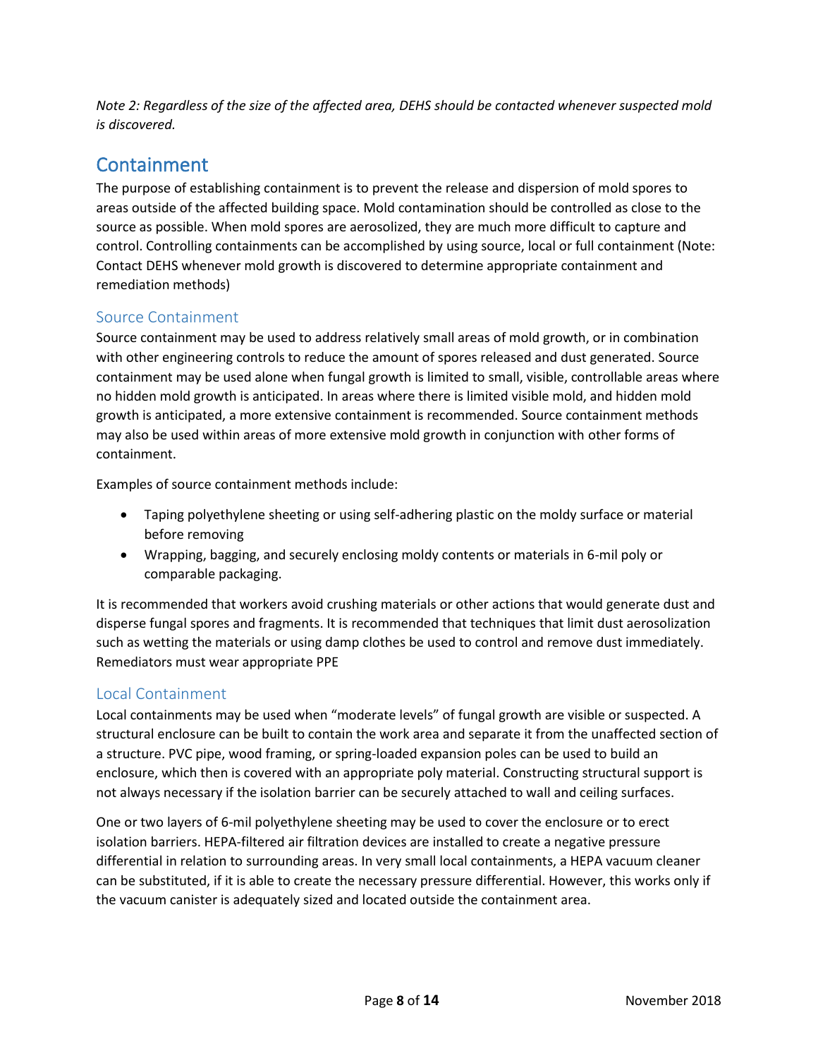*Note 2: Regardless of the size of the affected area, DEHS should be contacted whenever suspected mold is discovered.*

## Containment

The purpose of establishing containment is to prevent the release and dispersion of mold spores to areas outside of the affected building space. Mold contamination should be controlled as close to the source as possible. When mold spores are aerosolized, they are much more difficult to capture and control. Controlling containments can be accomplished by using source, local or full containment (Note: Contact DEHS whenever mold growth is discovered to determine appropriate containment and remediation methods)

### Source Containment

Source containment may be used to address relatively small areas of mold growth, or in combination with other engineering controls to reduce the amount of spores released and dust generated. Source containment may be used alone when fungal growth is limited to small, visible, controllable areas where no hidden mold growth is anticipated. In areas where there is limited visible mold, and hidden mold growth is anticipated, a more extensive containment is recommended. Source containment methods may also be used within areas of more extensive mold growth in conjunction with other forms of containment.

Examples of source containment methods include:

- Taping polyethylene sheeting or using self-adhering plastic on the moldy surface or material before removing
- Wrapping, bagging, and securely enclosing moldy contents or materials in 6-mil poly or comparable packaging.

It is recommended that workers avoid crushing materials or other actions that would generate dust and disperse fungal spores and fragments. It is recommended that techniques that limit dust aerosolization such as wetting the materials or using damp clothes be used to control and remove dust immediately. Remediators must wear appropriate PPE

### Local Containment

Local containments may be used when "moderate levels" of fungal growth are visible or suspected. A structural enclosure can be built to contain the work area and separate it from the unaffected section of a structure. PVC pipe, wood framing, or spring-loaded expansion poles can be used to build an enclosure, which then is covered with an appropriate poly material. Constructing structural support is not always necessary if the isolation barrier can be securely attached to wall and ceiling surfaces.

One or two layers of 6-mil polyethylene sheeting may be used to cover the enclosure or to erect isolation barriers. HEPA-filtered air filtration devices are installed to create a negative pressure differential in relation to surrounding areas. In very small local containments, a HEPA vacuum cleaner can be substituted, if it is able to create the necessary pressure differential. However, this works only if the vacuum canister is adequately sized and located outside the containment area.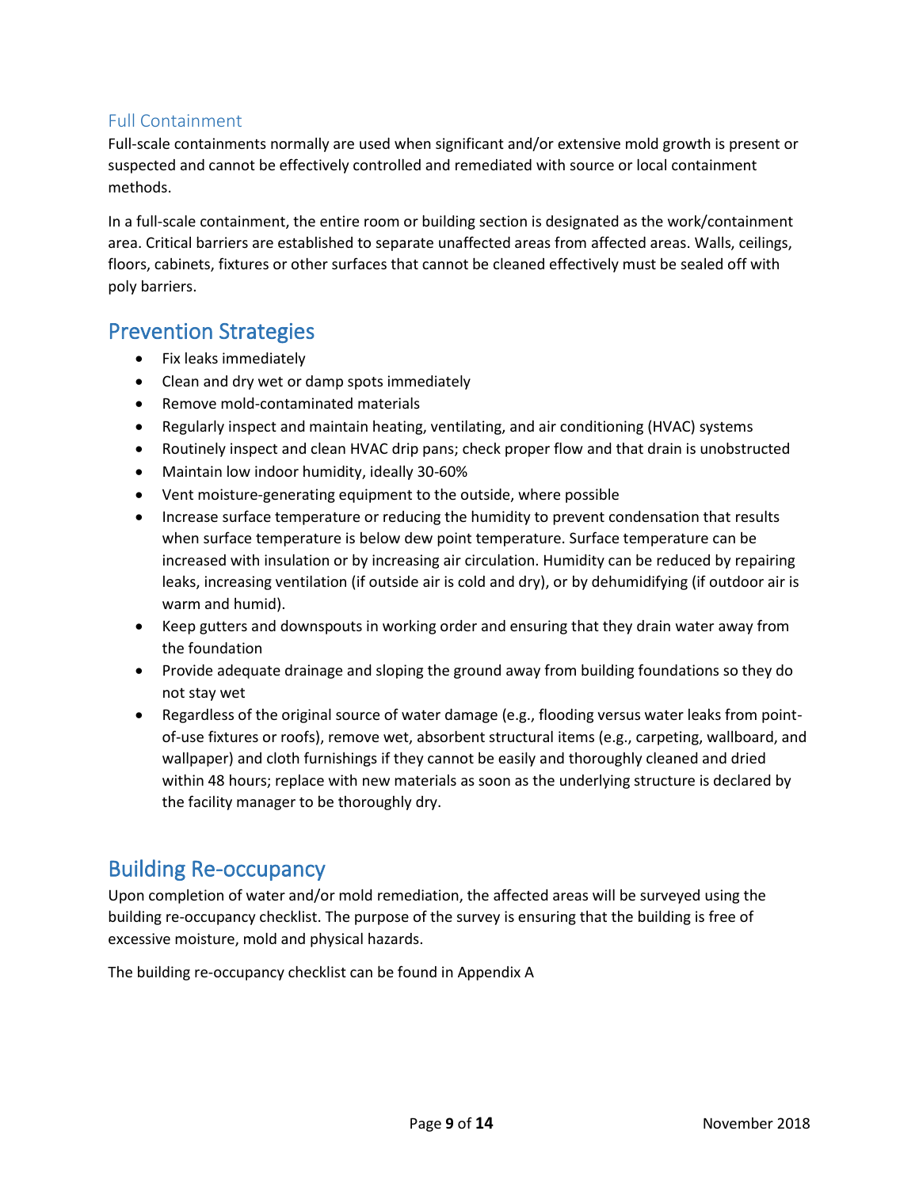### Full Containment

Full-scale containments normally are used when significant and/or extensive mold growth is present or suspected and cannot be effectively controlled and remediated with source or local containment methods.

In a full-scale containment, the entire room or building section is designated as the work/containment area. Critical barriers are established to separate unaffected areas from affected areas. Walls, ceilings, floors, cabinets, fixtures or other surfaces that cannot be cleaned effectively must be sealed off with poly barriers.

## Prevention Strategies

- Fix leaks immediately
- Clean and dry wet or damp spots immediately
- Remove mold-contaminated materials
- Regularly inspect and maintain heating, ventilating, and air conditioning (HVAC) systems
- Routinely inspect and clean HVAC drip pans; check proper flow and that drain is unobstructed
- Maintain low indoor humidity, ideally 30-60%
- Vent moisture-generating equipment to the outside, where possible
- Increase surface temperature or reducing the humidity to prevent condensation that results when surface temperature is below dew point temperature. Surface temperature can be increased with insulation or by increasing air circulation. Humidity can be reduced by repairing leaks, increasing ventilation (if outside air is cold and dry), or by dehumidifying (if outdoor air is warm and humid).
- Keep gutters and downspouts in working order and ensuring that they drain water away from the foundation
- Provide adequate drainage and sloping the ground away from building foundations so they do not stay wet
- Regardless of the original source of water damage (e.g., flooding versus water leaks from point-of-use fixtures or roofs), remove wet, absorbent structural items (e.g., carpeting, wallboard, and wallpaper) and cloth furnishings if they cannot be easily and thoroughly cleaned and dried within 48 hours; replace with new materials as soon as the underlying structure is declared by the facility manager to be thoroughly dry.

## Building Re-occupancy

Upon completion of water and/or mold remediation, the affected areas will be surveyed using the building re-occupancy checklist. The purpose of the survey is ensuring that the building is free of excessive moisture, mold and physical hazards.

The building re-occupancy checklist can be found in Appendix A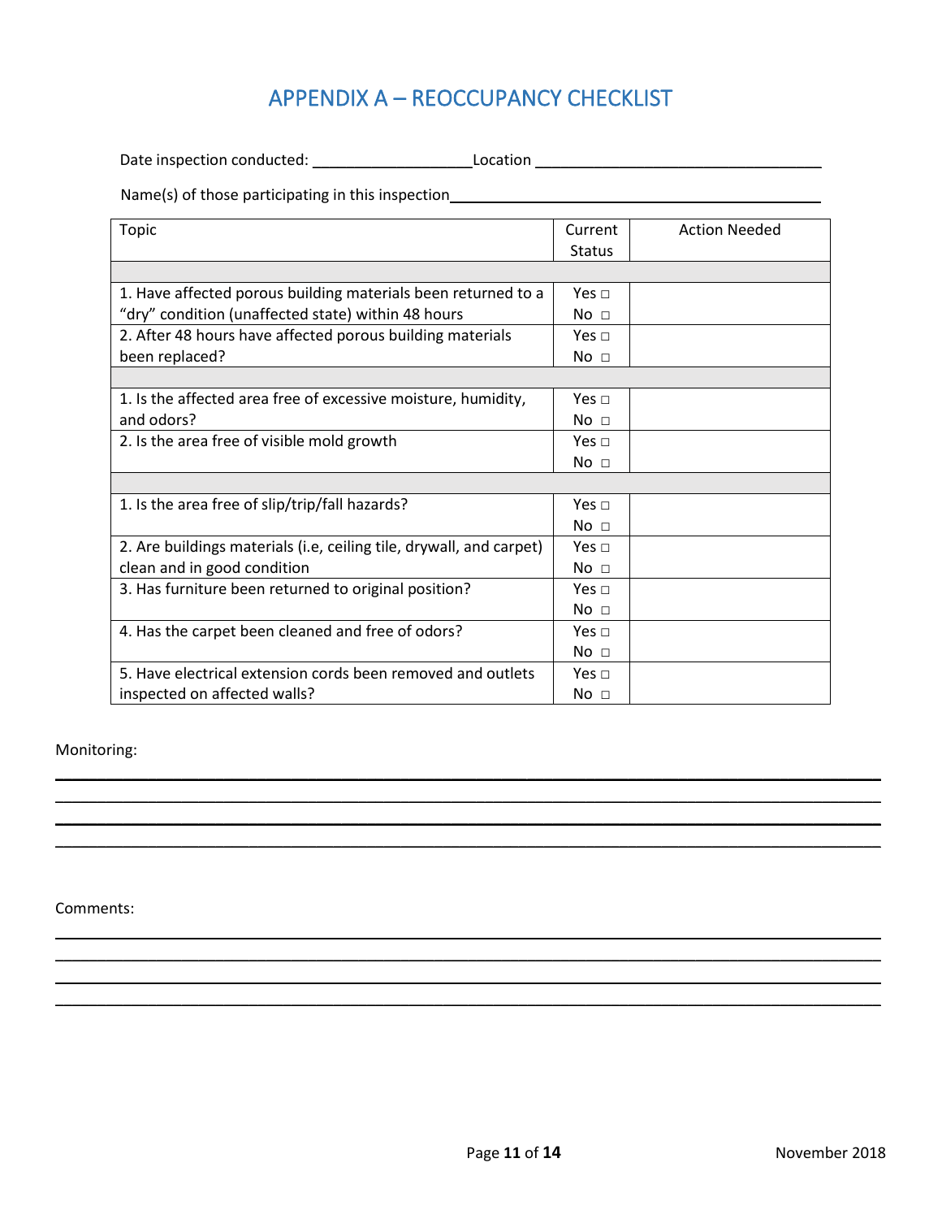# APPENDIX A – REOCCUPANCY CHECKLIST

Date inspection conducted: ___________________ Location ___________________________________

Name(s) of those participating in this inspection_____________________________________________

| Topic | Current Status | Action Needed |
|---|---|---|
| | | |
| 1. Have affected porous building materials been returned to a "dry" condition (unaffected state) within 48 hours | Yes □ No □ | |
| 2. After 48 hours have affected porous building materials been replaced? | Yes □ No □ | |
| | | |
| 1. Is the affected area free of excessive moisture, humidity, and odors? | Yes □ No □ | |
| 2. Is the area free of visible mold growth | Yes □ No □ | |
| | | |
| 1. Is the area free of slip/trip/fall hazards? | Yes □ No □ | |
| 2. Are buildings materials (i.e, ceiling tile, drywall, and carpet) clean and in good condition | Yes □ No □ | |
| 3. Has furniture been returned to original position? | Yes □ No □ | |
| 4. Has the carpet been cleaned and free of odors? | Yes □ No □ | |
| 5. Have electrical extension cords been removed and outlets inspected on affected walls? | Yes □ No □ | |

Monitoring:

_______________________________________________________________________________

_______________________________________________________________________________

_______________________________________________________________________________

_______________________________________________________________________________

Comments:

_______________________________________________________________________________

_______________________________________________________________________________

_______________________________________________________________________________

_______________________________________________________________________________

November 2018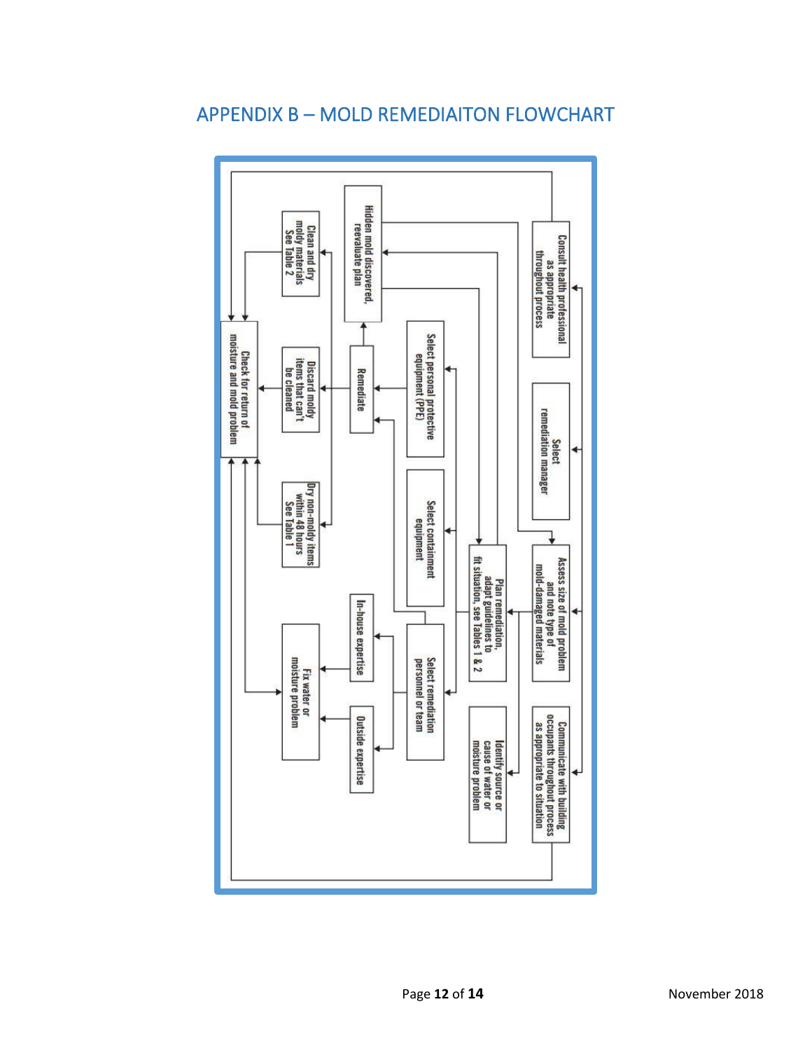## APPENDIX B – MOLD REMEDIAITON FLOWCHART

Consult health professional as appropriate throughout process

Select remediation manager

Assess size of mold problem and note type of mold-damaged materials

Communicate with building occupants throughout process as appropriate to situation

Identify source or cause of water or moisture problem

Plan remediation, adapt guidelines to fit situation, see tables 1 & 2

Select personal protective equipment (PPE)

Select containment equipment

Select remediation personnel or team

In-house expertise

Outside expertise

Remediate

Hidden mold discovered, reevaluate plan

Clean and dry moldy materials See Table 2

Discard moldy items that can't be cleaned

Dry non-moldy items within 48 hours See Table 1

Fix water or moisture problem

Check for return of moisture and mold problem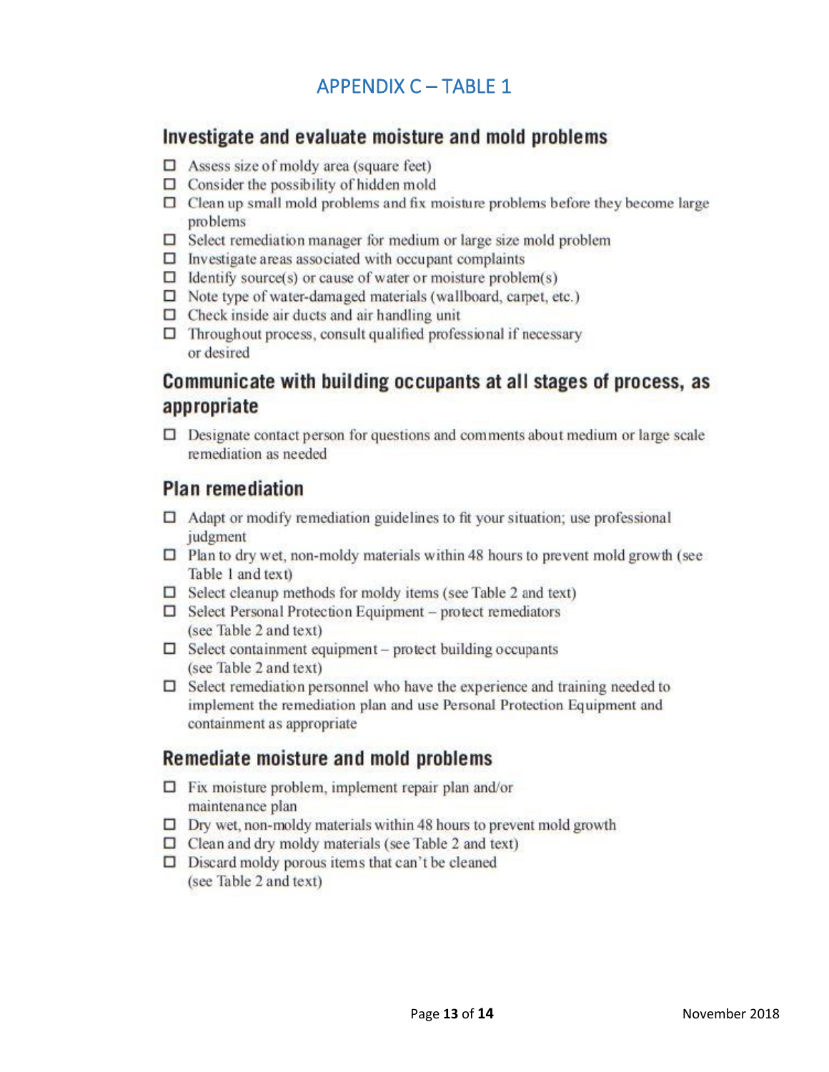# APPENDIX C – TABLE 1

## Investigate and evaluate moisture and mold problems

- ☐ Assess size of moldy area (square feet)
- ☐ Consider the possibility of hidden mold
- ☐ Clean up small mold problems and fix moisture problems before they become large problems
- ☐ Select remediation manager for medium or large size mold problem
- ☐ Investigate areas associated with occupant complaints
- ☐ Identify source(s) or cause of water or moisture problem(s)
- ☐ Note type of water-damaged materials (wallboard, carpet, etc.)
- ☐ Check inside air ducts and air handling unit
- ☐ Throughout process, consult qualified professional if necessary or desired

## Communicate with building occupants at all stages of process, as appropriate

- ☐ Designate contact person for questions and comments about medium or large scale remediation as needed

## Plan remediation

- ☐ Adapt or modify remediation guidelines to fit your situation; use professional judgment
- ☐ Plan to dry wet, non-moldy materials within 48 hours to prevent mold growth (see Table 1 and text)
- ☐ Select cleanup methods for moldy items (see Table 2 and text)
- ☐ Select Personal Protection Equipment – protect remediators (see Table 2 and text)
- ☐ Select containment equipment – protect building occupants (see Table 2 and text)
- ☐ Select remediation personnel who have the experience and training needed to implement the remediation plan and use Personal Protection Equipment and containment as appropriate

## Remediate moisture and mold problems

- ☐ Fix moisture problem, implement repair plan and/or maintenance plan
- ☐ Dry wet, non-moldy materials within 48 hours to prevent mold growth
- ☐ Clean and dry moldy materials (see Table 2 and text)
- ☐ Discard moldy porous items that can't be cleaned (see Table 2 and text)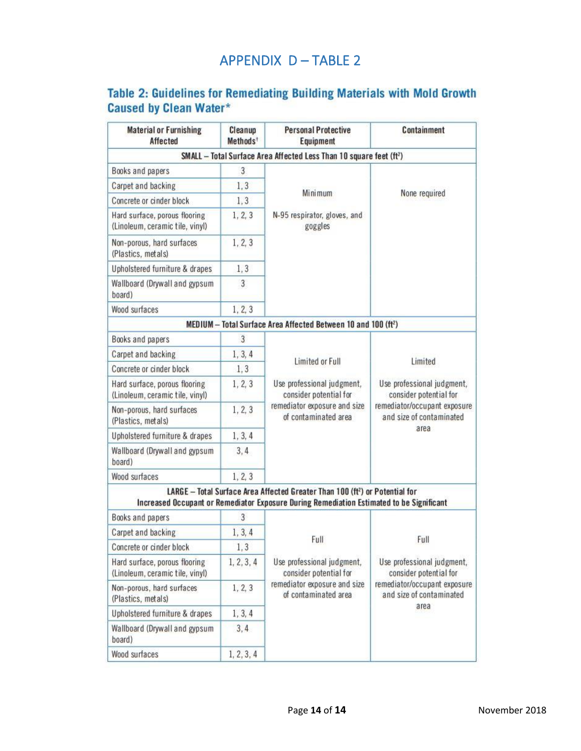# APPENDIX D – TABLE 2

## Table 2: Guidelines for Remediating Building Materials with Mold Growth Caused by Clean Water*

| Material or Furnishing Affected | Cleanup Methods† | Personal Protective Equipment | Containment |
|---|---|---|---|
| **SMALL – Total Surface Area Affected Less Than 10 square feet (ft²)** | | | |
| Books and papers | 3 | Minimum<br><br>N-95 respirator, gloves, and goggles | None required |
| Carpet and backing | 1, 3 | | |
| Concrete or cinder block | 1, 3 | | |
| Hard surface, porous flooring (Linoleum, ceramic tile, vinyl) | 1, 2, 3 | | |
| Non-porous, hard surfaces (Plastics, metals) | 1, 2, 3 | | |
| Upholstered furniture & drapes | 1, 3 | | |
| Wallboard (Drywall and gypsum board) | 3 | | |
| Wood surfaces | 1, 2, 3 | | |
| **MEDIUM – Total Surface Area Affected Between 10 and 100 (ft²)** | | | |
| Books and papers | 3 | Limited or Full<br><br>Use professional judgment, consider potential for remediator exposure and size of contaminated area | Limited<br><br>Use professional judgment, consider potential for remediator/occupant exposure and size of contaminated area |
| Carpet and backing | 1, 3, 4 | | |
| Concrete or cinder block | 1, 3 | | |
| Hard surface, porous flooring (Linoleum, ceramic tile, vinyl) | 1, 2, 3 | | |
| Non-porous, hard surfaces (Plastics, metals) | 1, 2, 3 | | |
| Upholstered furniture & drapes | 1, 3, 4 | | |
| Wallboard (Drywall and gypsum board) | 3, 4 | | |
| Wood surfaces | 1, 2, 3 | | |
| **LARGE – Total Surface Area Affected Greater Than 100 (ft²) or Potential for Increased Occupant or Remediator Exposure During Remediation Estimated to be Significant** | | | |
| Books and papers | 3 | Full<br><br>Use professional judgment, consider potential for remediator exposure and size of contaminated area | Full<br><br>Use professional judgment, consider potential for remediator/occupant exposure and size of contaminated area |
| Carpet and backing | 1, 3, 4 | | |
| Concrete or cinder block | 1, 3 | | |
| Hard surface, porous flooring (Linoleum, ceramic tile, vinyl) | 1, 2, 3, 4 | | |
| Non-porous, hard surfaces (Plastics, metals) | 1, 2, 3 | | |
| Upholstered furniture & drapes | 1, 3, 4 | | |
| Wallboard (Drywall and gypsum board) | 3, 4 | | |
| Wood surfaces | 1, 2, 3, 4 | | |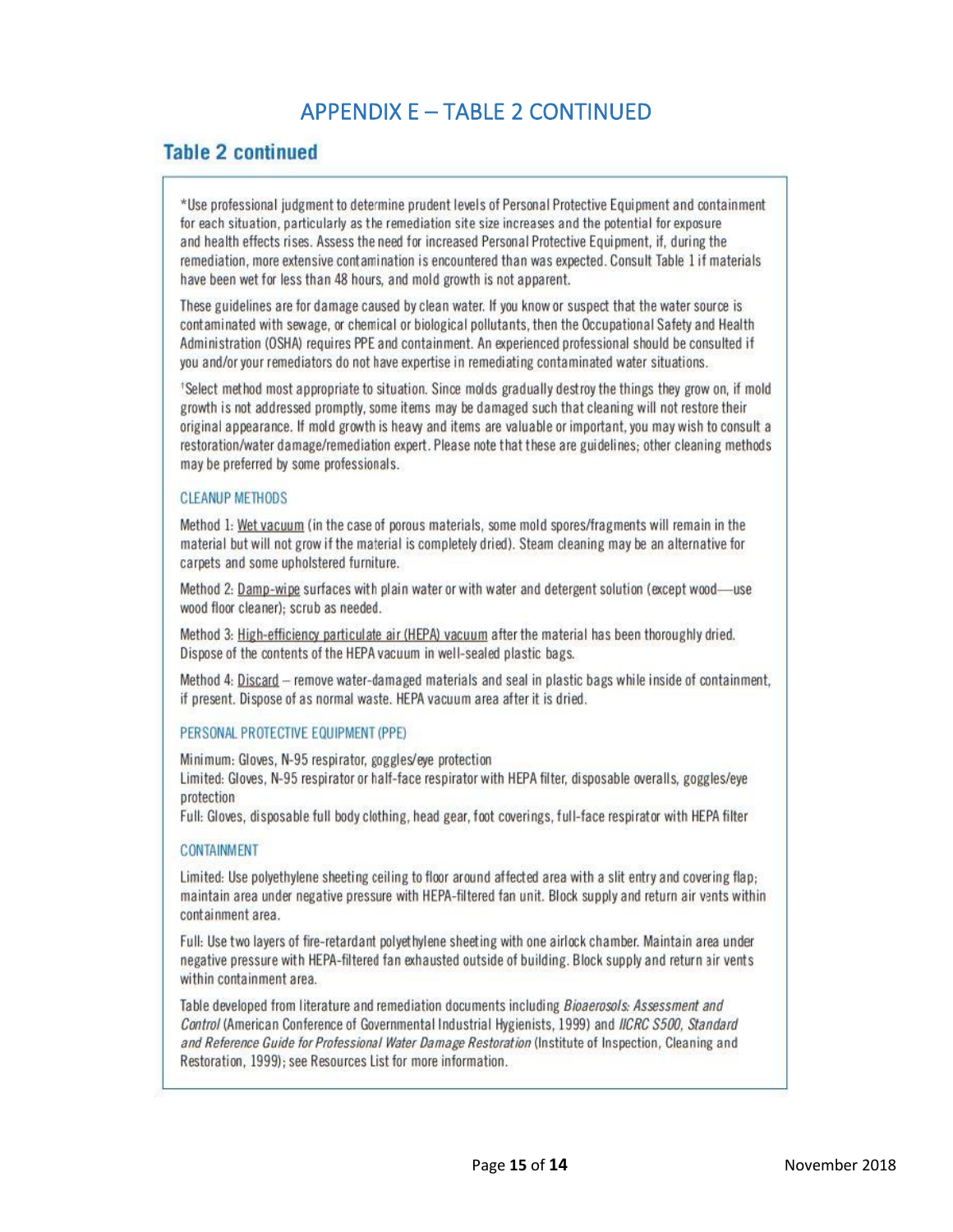# APPENDIX E – TABLE 2 CONTINUED

## Table 2 continued

*Use professional judgment to determine prudent levels of Personal Protective Equipment and containment for each situation, particularly as the remediation site size increases and the potential for exposure and health effects rises. Assess the need for increased Personal Protective Equipment, if, during the remediation, more extensive contamination is encountered than was expected. Consult Table 1 if materials have been wet for less than 48 hours, and mold growth is not apparent.

These guidelines are for damage caused by clean water. If you know or suspect that the water source is contaminated with sewage, or chemical or biological pollutants, then the Occupational Safety and Health Administration (OSHA) requires PPE and containment. An experienced professional should be consulted if you and/or your remediators do not have expertise in remediating contaminated water situations.

†Select method most appropriate to situation. Since molds gradually destroy the things they grow on, if mold growth is not addressed promptly, some items may be damaged such that cleaning will not restore their original appearance. If mold growth is heavy and items are valuable or important, you may wish to consult a restoration/water damage/remediation expert. Please note that these are guidelines; other cleaning methods may be preferred by some professionals.

### CLEANUP METHODS

Method 1: Wet vacuum (in the case of porous materials, some mold spores/fragments will remain in the material but will not grow if the material is completely dried). Steam cleaning may be an alternative for carpets and some upholstered furniture.

Method 2: Damp-wipe surfaces with plain water or with water and detergent solution (except wood—use wood floor cleaner); scrub as needed.

Method 3: High-efficiency particulate air (HEPA) vacuum after the material has been thoroughly dried. Dispose of the contents of the HEPA vacuum in well-sealed plastic bags.

Method 4: Discard – remove water-damaged materials and seal in plastic bags while inside of containment, if present. Dispose of as normal waste. HEPA vacuum area after it is dried.

### PERSONAL PROTECTIVE EQUIPMENT (PPE)

Minimum: Gloves, N-95 respirator, goggles/eye protection
Limited: Gloves, N-95 respirator or half-face respirator with HEPA filter, disposable overalls, goggles/eye protection
Full: Gloves, disposable full body clothing, head gear, foot coverings, full-face respirator with HEPA filter

### CONTAINMENT

Limited: Use polyethylene sheeting ceiling to floor around affected area with a slit entry and covering flap; maintain area under negative pressure with HEPA-filtered fan unit. Block supply and return air vents within containment area.

Full: Use two layers of fire-retardant polyethylene sheeting with one airlock chamber. Maintain area under negative pressure with HEPA-filtered fan exhausted outside of building. Block supply and return air vents within containment area.

Table developed from literature and remediation documents including *Bioaerosols: Assessment and Control* (American Conference of Governmental Industrial Hygienists, 1999) and *IICRC S500, Standard and Reference Guide for Professional Water Damage Restoration* (Institute of Inspection, Cleaning and Restoration, 1999); see Resources List for more information.